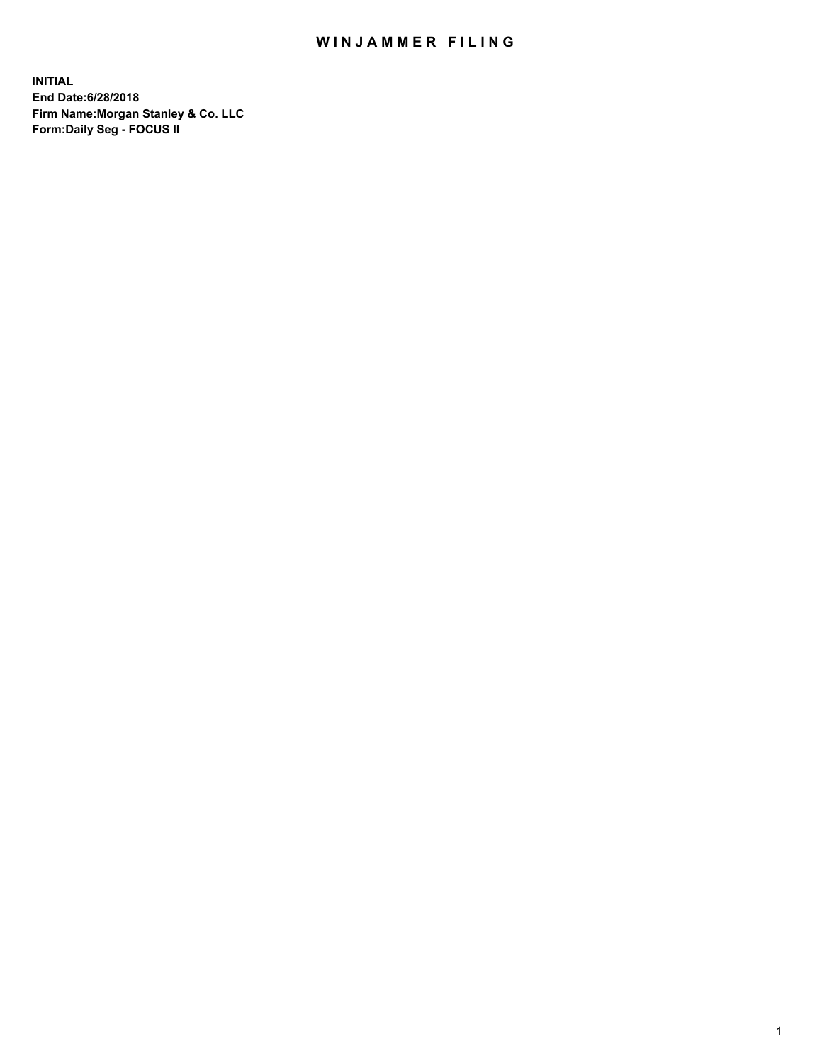# WINJAMMER FILING

**INITIAL**
**End Date:6/28/2018**
**Firm Name:Morgan Stanley & Co. LLC**
**Form:Daily Seg - FOCUS II**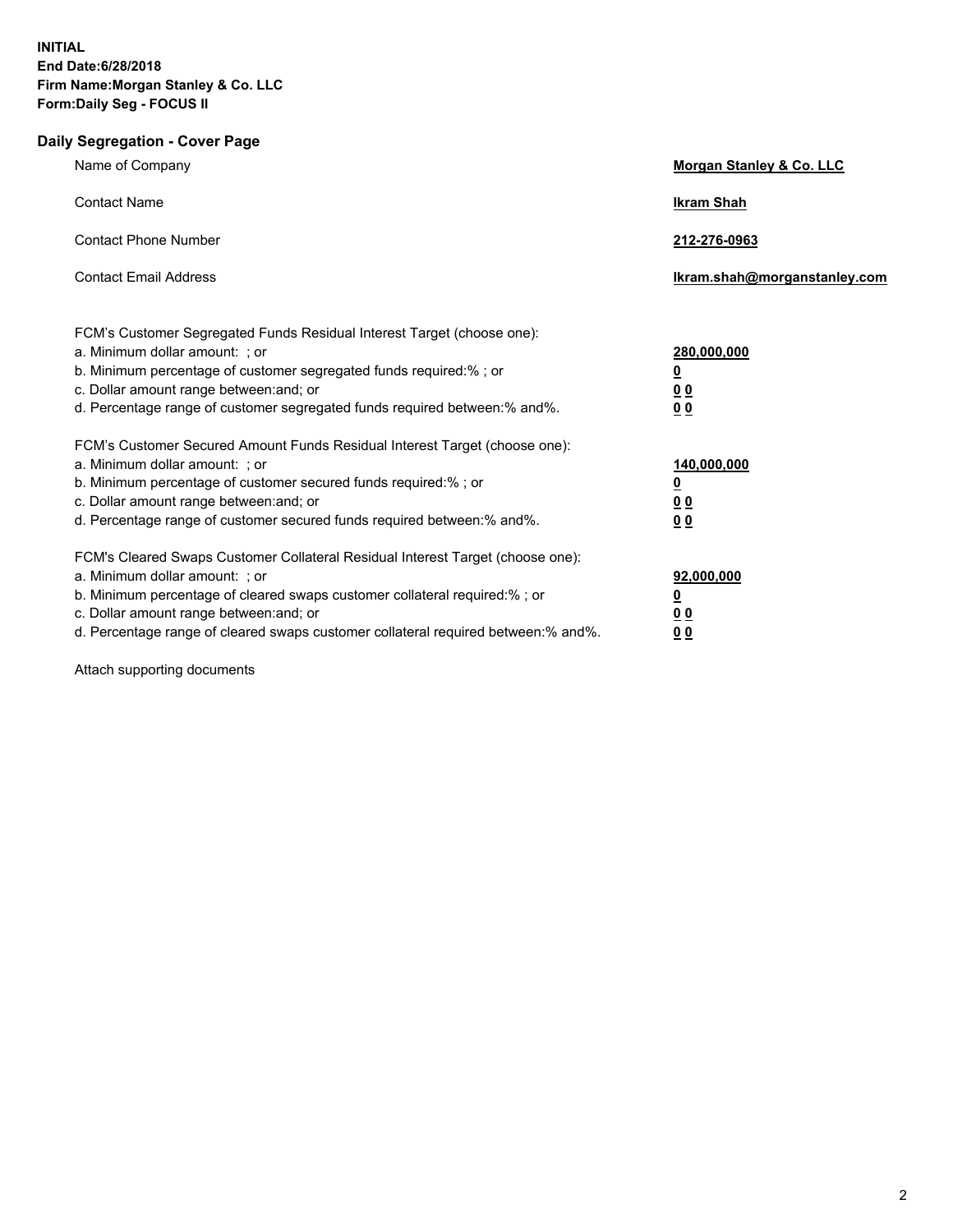**INITIAL**
**End Date:6/28/2018**
**Firm Name:Morgan Stanley & Co. LLC**
**Form:Daily Seg - FOCUS II**

## Daily Segregation - Cover Page

| | |
|---|---|
| Name of Company | **Morgan Stanley & Co. LLC** |
| Contact Name | **Ikram Shah** |
| Contact Phone Number | **212-276-0963** |
| Contact Email Address | **Ikram.shah@morganstanley.com** |

| | |
|---|---|
| FCM's Customer Segregated Funds Residual Interest Target (choose one): | |
| a. Minimum dollar amount: ; or | **280,000,000** |
| b. Minimum percentage of customer segregated funds required:% ; or | **0** |
| c. Dollar amount range between:and; or | **0 0** |
| d. Percentage range of customer segregated funds required between:% and%. | **0 0** |
| FCM's Customer Secured Amount Funds Residual Interest Target (choose one): | |
| a. Minimum dollar amount: ; or | **140,000,000** |
| b. Minimum percentage of customer secured funds required:% ; or | **0** |
| c. Dollar amount range between:and; or | **0 0** |
| d. Percentage range of customer secured funds required between:% and%. | **0 0** |
| FCM's Cleared Swaps Customer Collateral Residual Interest Target (choose one): | |
| a. Minimum dollar amount: ; or | **92,000,000** |
| b. Minimum percentage of cleared swaps customer collateral required:% ; or | **0** |
| c. Dollar amount range between:and; or | **0 0** |
| d. Percentage range of cleared swaps customer collateral required between:% and%. | **0 0** |

Attach supporting documents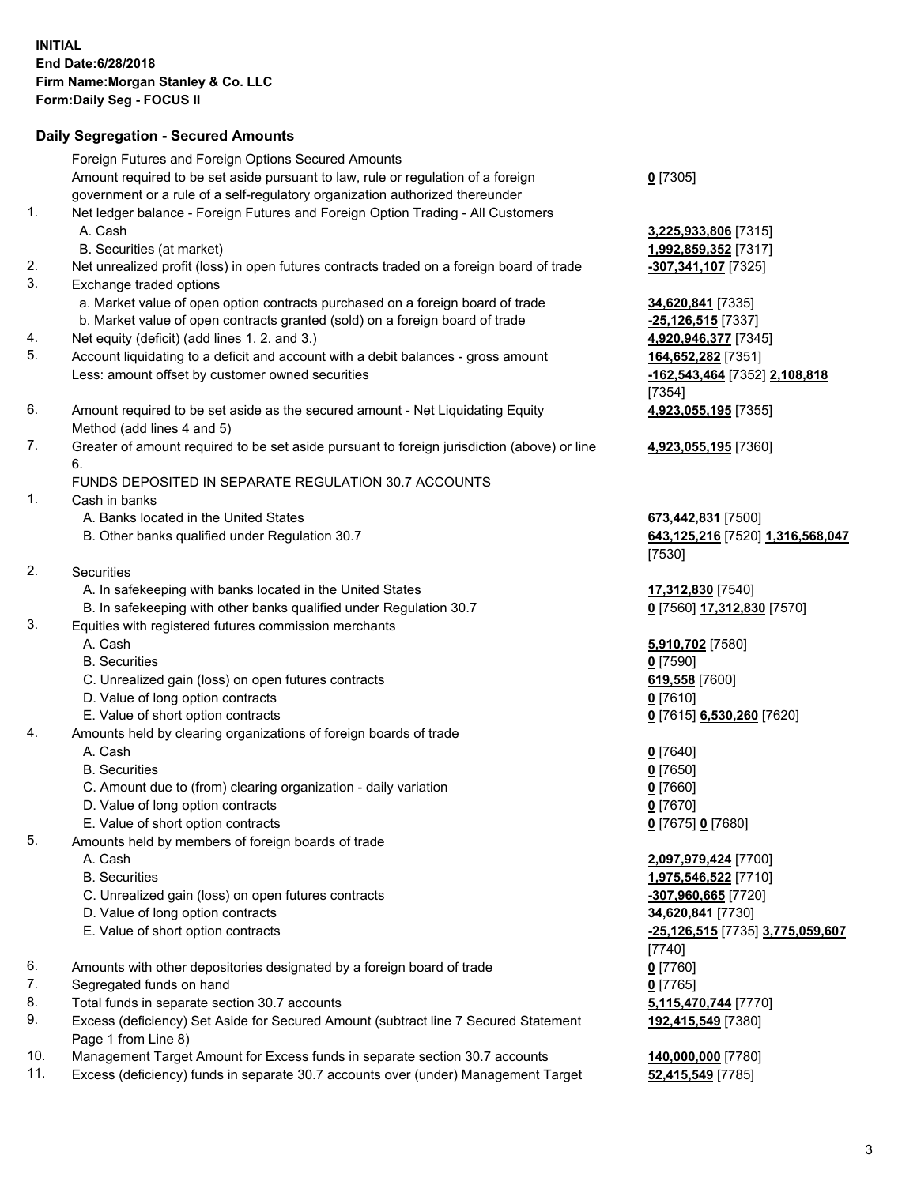**INITIAL**
**End Date:6/28/2018**
**Firm Name:Morgan Stanley & Co. LLC**
**Form:Daily Seg - FOCUS II**

## Daily Segregation - Secured Amounts

| | | |
|---|---|---|
| | Foreign Futures and Foreign Options Secured Amounts | |
| | Amount required to be set aside pursuant to law, rule or regulation of a foreign government or a rule of a self-regulatory organization authorized thereunder | **0** [7305] |
| 1. | Net ledger balance - Foreign Futures and Foreign Option Trading - All Customers | |
| | A. Cash | **3,225,933,806** [7315] |
| | B. Securities (at market) | **1,992,859,352** [7317] |
| 2. | Net unrealized profit (loss) in open futures contracts traded on a foreign board of trade | **-307,341,107** [7325] |
| 3. | Exchange traded options | |
| | a. Market value of open option contracts purchased on a foreign board of trade | **34,620,841** [7335] |
| | b. Market value of open contracts granted (sold) on a foreign board of trade | **-25,126,515** [7337] |
| 4. | Net equity (deficit) (add lines 1. 2. and 3.) | **4,920,946,377** [7345] |
| 5. | Account liquidating to a deficit and account with a debit balances - gross amount | **164,652,282** [7351] |
| | Less: amount offset by customer owned securities | **-162,543,464** [7352] **2,108,818** [7354] |
| 6. | Amount required to be set aside as the secured amount - Net Liquidating Equity Method (add lines 4 and 5) | **4,923,055,195** [7355] |
| 7. | Greater of amount required to be set aside pursuant to foreign jurisdiction (above) or line 6. | **4,923,055,195** [7360] |
| | FUNDS DEPOSITED IN SEPARATE REGULATION 30.7 ACCOUNTS | |
| 1. | Cash in banks | |
| | A. Banks located in the United States | **673,442,831** [7500] |
| | B. Other banks qualified under Regulation 30.7 | **643,125,216** [7520] **1,316,568,047** [7530] |
| 2. | Securities | |
| | A. In safekeeping with banks located in the United States | **17,312,830** [7540] |
| | B. In safekeeping with other banks qualified under Regulation 30.7 | **0** [7560] **17,312,830** [7570] |
| 3. | Equities with registered futures commission merchants | |
| | A. Cash | **5,910,702** [7580] |
| | B. Securities | **0** [7590] |
| | C. Unrealized gain (loss) on open futures contracts | **619,558** [7600] |
| | D. Value of long option contracts | **0** [7610] |
| | E. Value of short option contracts | **0** [7615] **6,530,260** [7620] |
| 4. | Amounts held by clearing organizations of foreign boards of trade | |
| | A. Cash | **0** [7640] |
| | B. Securities | **0** [7650] |
| | C. Amount due to (from) clearing organization - daily variation | **0** [7660] |
| | D. Value of long option contracts | **0** [7670] |
| | E. Value of short option contracts | **0** [7675] **0** [7680] |
| 5. | Amounts held by members of foreign boards of trade | |
| | A. Cash | **2,097,979,424** [7700] |
| | B. Securities | **1,975,546,522** [7710] |
| | C. Unrealized gain (loss) on open futures contracts | **-307,960,665** [7720] |
| | D. Value of long option contracts | **34,620,841** [7730] |
| | E. Value of short option contracts | **-25,126,515** [7735] **3,775,059,607** [7740] |
| 6. | Amounts with other depositories designated by a foreign board of trade | **0** [7760] |
| 7. | Segregated funds on hand | **0** [7765] |
| 8. | Total funds in separate section 30.7 accounts | **5,115,470,744** [7770] |
| 9. | Excess (deficiency) Set Aside for Secured Amount (subtract line 7 Secured Statement Page 1 from Line 8) | **192,415,549** [7380] |
| 10. | Management Target Amount for Excess funds in separate section 30.7 accounts | **140,000,000** [7780] |
| 11. | Excess (deficiency) funds in separate 30.7 accounts over (under) Management Target | **52,415,549** [7785] |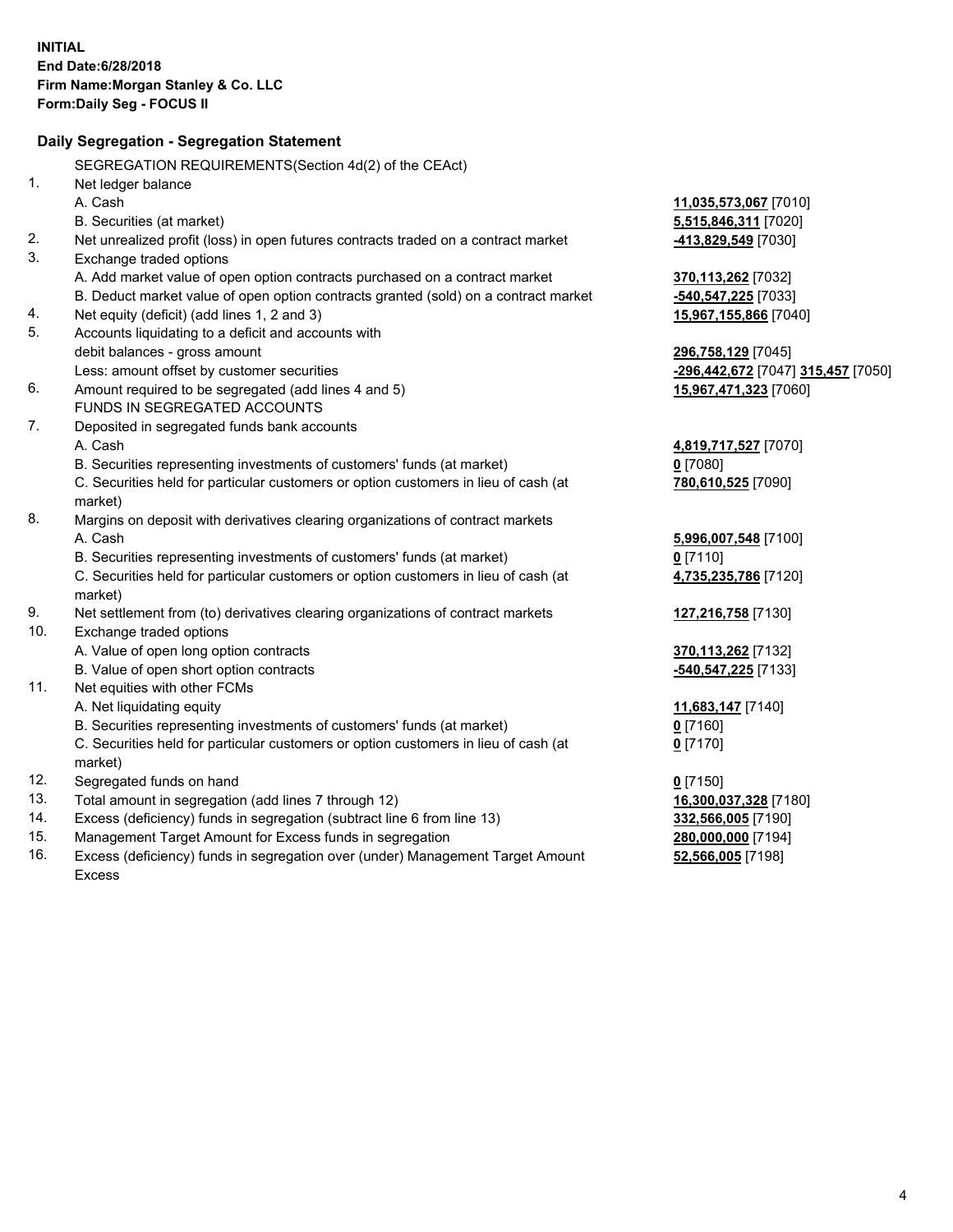**INITIAL**
**End Date:6/28/2018**
**Firm Name:Morgan Stanley & Co. LLC**
**Form:Daily Seg - FOCUS II**

## Daily Segregation - Segregation Statement

SEGREGATION REQUIREMENTS(Section 4d(2) of the CEAct)

| | | |
|---|---|---|
| 1. | Net ledger balance | |
| | A. Cash | **11,035,573,067** [7010] |
| | B. Securities (at market) | **5,515,846,311** [7020] |
| 2. | Net unrealized profit (loss) in open futures contracts traded on a contract market | **-413,829,549** [7030] |
| 3. | Exchange traded options | |
| | A. Add market value of open option contracts purchased on a contract market | **370,113,262** [7032] |
| | B. Deduct market value of open option contracts granted (sold) on a contract market | **-540,547,225** [7033] |
| 4. | Net equity (deficit) (add lines 1, 2 and 3) | **15,967,155,866** [7040] |
| 5. | Accounts liquidating to a deficit and accounts with | |
| | debit balances - gross amount | **296,758,129** [7045] |
| | Less: amount offset by customer securities | **-296,442,672** [7047] **315,457** [7050] |
| 6. | Amount required to be segregated (add lines 4 and 5) | **15,967,471,323** [7060] |
| | FUNDS IN SEGREGATED ACCOUNTS | |
| 7. | Deposited in segregated funds bank accounts | |
| | A. Cash | **4,819,717,527** [7070] |
| | B. Securities representing investments of customers' funds (at market) | **0** [7080] |
| | C. Securities held for particular customers or option customers in lieu of cash (at market) | **780,610,525** [7090] |
| 8. | Margins on deposit with derivatives clearing organizations of contract markets | |
| | A. Cash | **5,996,007,548** [7100] |
| | B. Securities representing investments of customers' funds (at market) | **0** [7110] |
| | C. Securities held for particular customers or option customers in lieu of cash (at market) | **4,735,235,786** [7120] |
| 9. | Net settlement from (to) derivatives clearing organizations of contract markets | **127,216,758** [7130] |
| 10. | Exchange traded options | |
| | A. Value of open long option contracts | **370,113,262** [7132] |
| | B. Value of open short option contracts | **-540,547,225** [7133] |
| 11. | Net equities with other FCMs | |
| | A. Net liquidating equity | **11,683,147** [7140] |
| | B. Securities representing investments of customers' funds (at market) | **0** [7160] |
| | C. Securities held for particular customers or option customers in lieu of cash (at market) | **0** [7170] |
| 12. | Segregated funds on hand | **0** [7150] |
| 13. | Total amount in segregation (add lines 7 through 12) | **16,300,037,328** [7180] |
| 14. | Excess (deficiency) funds in segregation (subtract line 6 from line 13) | **332,566,005** [7190] |
| 15. | Management Target Amount for Excess funds in segregation | **280,000,000** [7194] |
| 16. | Excess (deficiency) funds in segregation over (under) Management Target Amount Excess | **52,566,005** [7198] |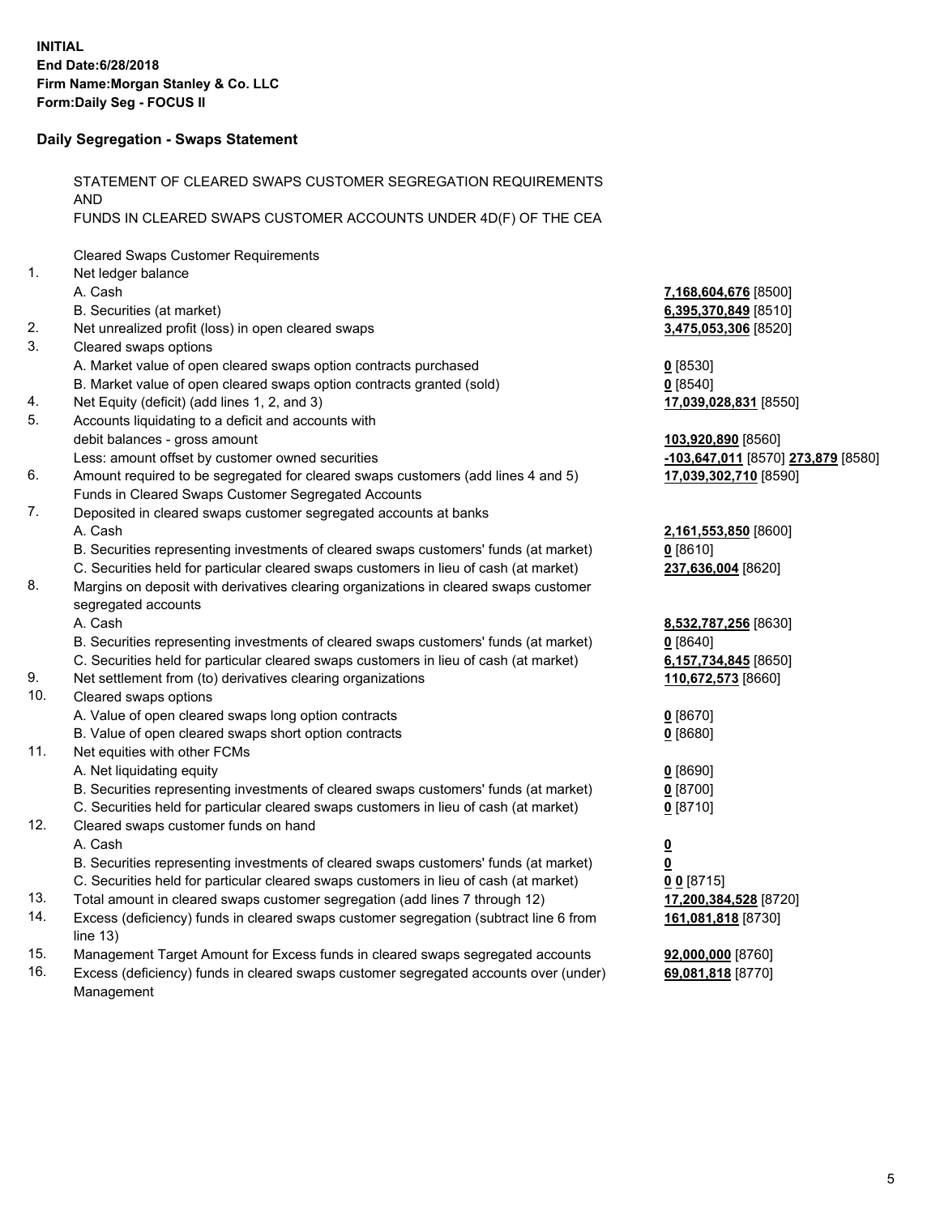**INITIAL**
**End Date:6/28/2018**
**Firm Name:Morgan Stanley & Co. LLC**
**Form:Daily Seg - FOCUS II**

**Daily Segregation - Swaps Statement**

STATEMENT OF CLEARED SWAPS CUSTOMER SEGREGATION REQUIREMENTS
AND
FUNDS IN CLEARED SWAPS CUSTOMER ACCOUNTS UNDER 4D(F) OF THE CEA

| | | |
|---|---|---|
| | Cleared Swaps Customer Requirements | |
| 1. | Net ledger balance | |
| | A. Cash | **7,168,604,676** [8500] |
| | B. Securities (at market) | **6,395,370,849** [8510] |
| 2. | Net unrealized profit (loss) in open cleared swaps | **3,475,053,306** [8520] |
| 3. | Cleared swaps options | |
| | A. Market value of open cleared swaps option contracts purchased | **0** [8530] |
| | B. Market value of open cleared swaps option contracts granted (sold) | **0** [8540] |
| 4. | Net Equity (deficit) (add lines 1, 2, and 3) | **17,039,028,831** [8550] |
| 5. | Accounts liquidating to a deficit and accounts with debit balances - gross amount | **103,920,890** [8560] |
| | Less: amount offset by customer owned securities | **-103,647,011** [8570] **273,879** [8580] |
| 6. | Amount required to be segregated for cleared swaps customers (add lines 4 and 5) | **17,039,302,710** [8590] |
| | Funds in Cleared Swaps Customer Segregated Accounts | |
| 7. | Deposited in cleared swaps customer segregated accounts at banks | |
| | A. Cash | **2,161,553,850** [8600] |
| | B. Securities representing investments of cleared swaps customers' funds (at market) | **0** [8610] |
| | C. Securities held for particular cleared swaps customers in lieu of cash (at market) | **237,636,004** [8620] |
| 8. | Margins on deposit with derivatives clearing organizations in cleared swaps customer segregated accounts | |
| | A. Cash | **8,532,787,256** [8630] |
| | B. Securities representing investments of cleared swaps customers' funds (at market) | **0** [8640] |
| | C. Securities held for particular cleared swaps customers in lieu of cash (at market) | **6,157,734,845** [8650] |
| 9. | Net settlement from (to) derivatives clearing organizations | **110,672,573** [8660] |
| 10. | Cleared swaps options | |
| | A. Value of open cleared swaps long option contracts | **0** [8670] |
| | B. Value of open cleared swaps short option contracts | **0** [8680] |
| 11. | Net equities with other FCMs | |
| | A. Net liquidating equity | **0** [8690] |
| | B. Securities representing investments of cleared swaps customers' funds (at market) | **0** [8700] |
| | C. Securities held for particular cleared swaps customers in lieu of cash (at market) | **0** [8710] |
| 12. | Cleared swaps customer funds on hand | |
| | A. Cash | **0** |
| | B. Securities representing investments of cleared swaps customers' funds (at market) | **0** |
| | C. Securities held for particular cleared swaps customers in lieu of cash (at market) | **0** **0** [8715] |
| 13. | Total amount in cleared swaps customer segregation (add lines 7 through 12) | **17,200,384,528** [8720] |
| 14. | Excess (deficiency) funds in cleared swaps customer segregation (subtract line 6 from line 13) | **161,081,818** [8730] |
| 15. | Management Target Amount for Excess funds in cleared swaps segregated accounts | **92,000,000** [8760] |
| 16. | Excess (deficiency) funds in cleared swaps customer segregated accounts over (under) Management | **69,081,818** [8770] |